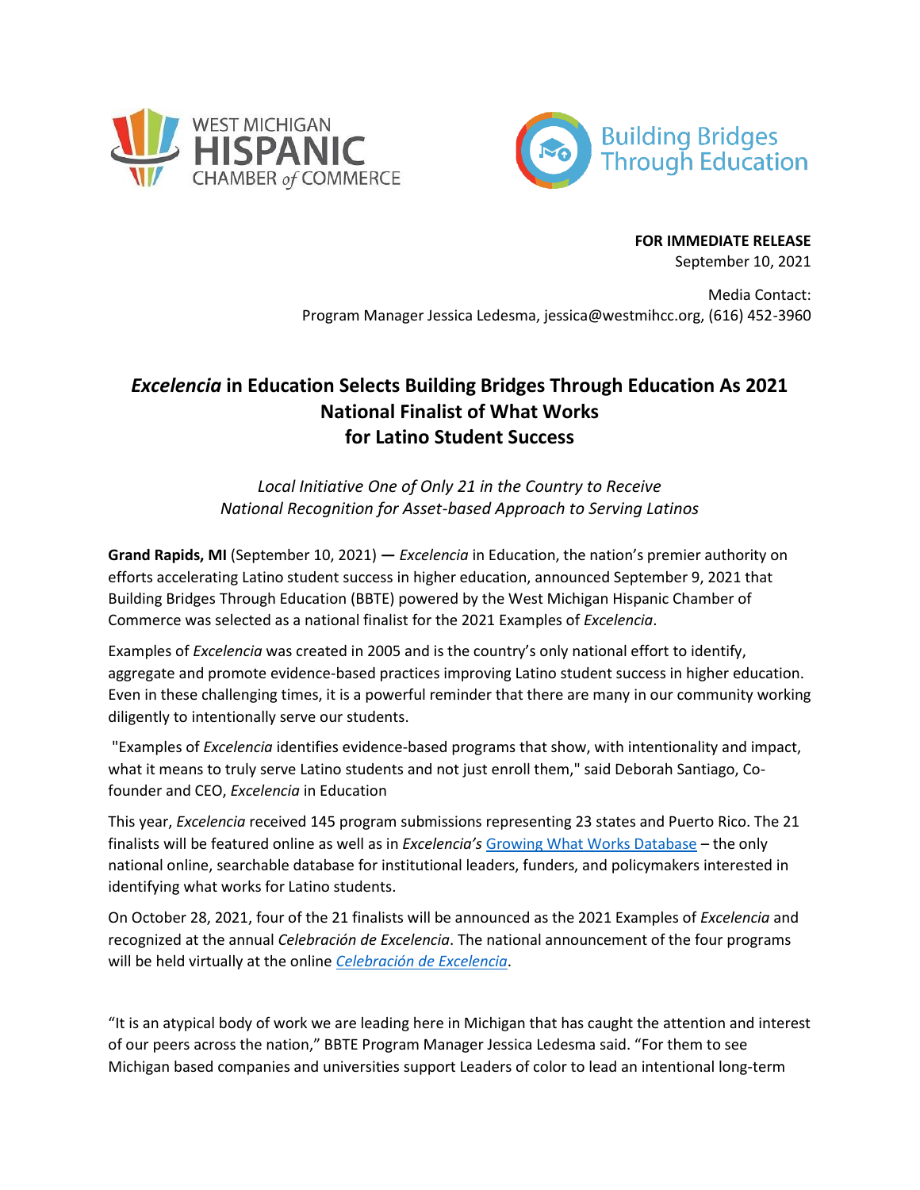**FOR IMMEDIATE RELEASE**
September 10, 2021

Media Contact:
Program Manager Jessica Ledesma, jessica@westmihcc.org, (616) 452-3960

# *Excelencia* in Education Selects Building Bridges Through Education As 2021 National Finalist of What Works for Latino Student Success

*Local Initiative One of Only 21 in the Country to Receive National Recognition for Asset-based Approach to Serving Latinos*

**Grand Rapids, MI** (September 10, 2021) **—** *Excelencia* in Education, the nation's premier authority on efforts accelerating Latino student success in higher education, announced September 9, 2021 that Building Bridges Through Education (BBTE) powered by the West Michigan Hispanic Chamber of Commerce was selected as a national finalist for the 2021 Examples of *Excelencia*.

Examples of *Excelencia* was created in 2005 and is the country's only national effort to identify, aggregate and promote evidence-based practices improving Latino student success in higher education. Even in these challenging times, it is a powerful reminder that there are many in our community working diligently to intentionally serve our students.

"Examples of *Excelencia* identifies evidence-based programs that show, with intentionality and impact, what it means to truly serve Latino students and not just enroll them," said Deborah Santiago, Co-founder and CEO, *Excelencia* in Education

This year, *Excelencia* received 145 program submissions representing 23 states and Puerto Rico. The 21 finalists will be featured online as well as in *Excelencia's* Growing What Works Database – the only national online, searchable database for institutional leaders, funders, and policymakers interested in identifying what works for Latino students.

On October 28, 2021, four of the 21 finalists will be announced as the 2021 Examples of *Excelencia* and recognized at the annual *Celebración de Excelencia*. The national announcement of the four programs will be held virtually at the online *Celebración de Excelencia*.

"It is an atypical body of work we are leading here in Michigan that has caught the attention and interest of our peers across the nation," BBTE Program Manager Jessica Ledesma said. "For them to see Michigan based companies and universities support Leaders of color to lead an intentional long-term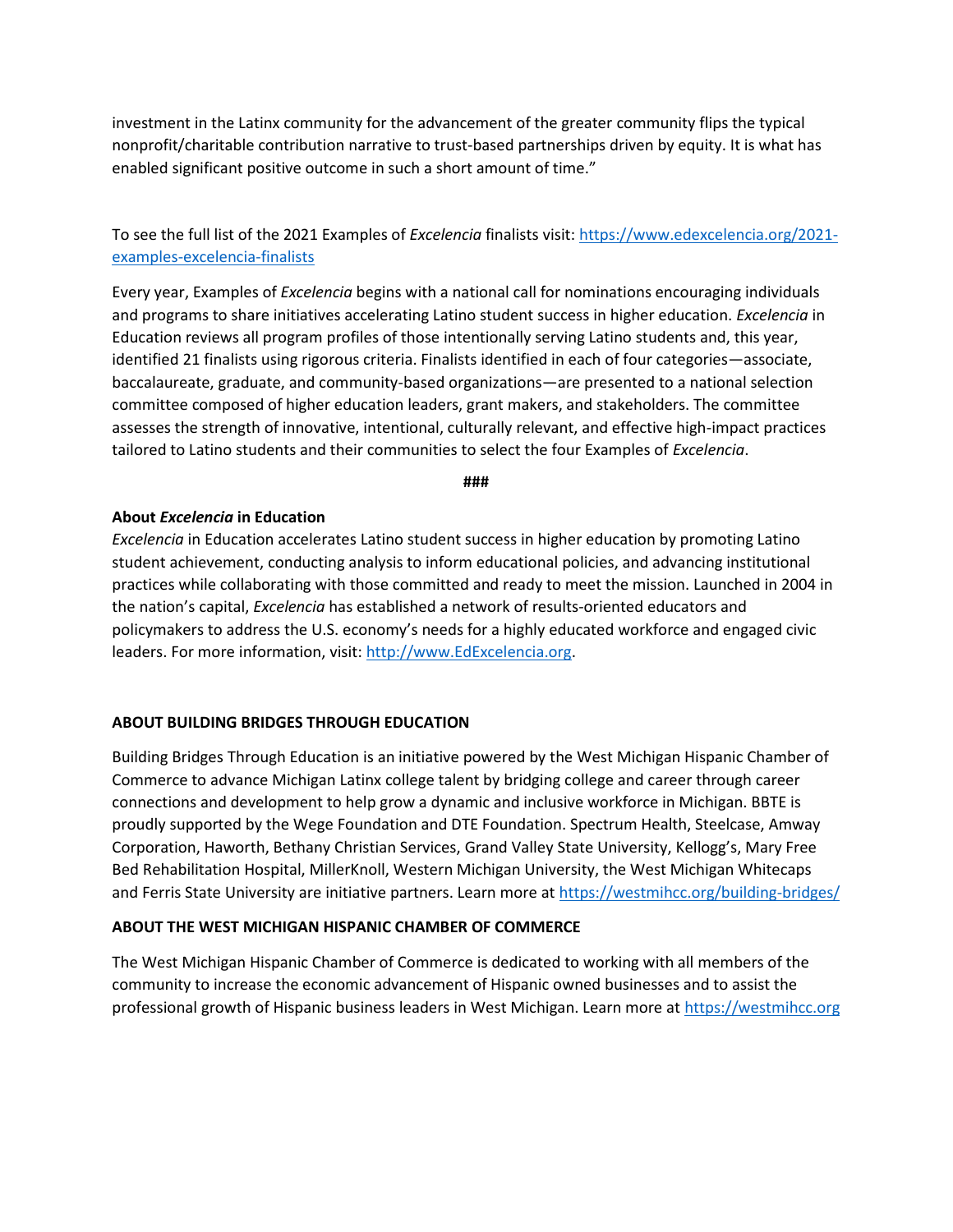investment in the Latinx community for the advancement of the greater community flips the typical nonprofit/charitable contribution narrative to trust-based partnerships driven by equity. It is what has enabled significant positive outcome in such a short amount of time."

To see the full list of the 2021 Examples of *Excelencia* finalists visit: https://www.edexcelencia.org/2021-examples-excelencia-finalists

Every year, Examples of *Excelencia* begins with a national call for nominations encouraging individuals and programs to share initiatives accelerating Latino student success in higher education. *Excelencia* in Education reviews all program profiles of those intentionally serving Latino students and, this year, identified 21 finalists using rigorous criteria. Finalists identified in each of four categories—associate, baccalaureate, graduate, and community-based organizations—are presented to a national selection committee composed of higher education leaders, grant makers, and stakeholders. The committee assesses the strength of innovative, intentional, culturally relevant, and effective high-impact practices tailored to Latino students and their communities to select the four Examples of *Excelencia*.

###

**About *Excelencia* in Education**

*Excelencia* in Education accelerates Latino student success in higher education by promoting Latino student achievement, conducting analysis to inform educational policies, and advancing institutional practices while collaborating with those committed and ready to meet the mission. Launched in 2004 in the nation's capital, *Excelencia* has established a network of results-oriented educators and policymakers to address the U.S. economy's needs for a highly educated workforce and engaged civic leaders. For more information, visit: http://www.EdExcelencia.org.

**ABOUT BUILDING BRIDGES THROUGH EDUCATION**

Building Bridges Through Education is an initiative powered by the West Michigan Hispanic Chamber of Commerce to advance Michigan Latinx college talent by bridging college and career through career connections and development to help grow a dynamic and inclusive workforce in Michigan. BBTE is proudly supported by the Wege Foundation and DTE Foundation. Spectrum Health, Steelcase, Amway Corporation, Haworth, Bethany Christian Services, Grand Valley State University, Kellogg's, Mary Free Bed Rehabilitation Hospital, MillerKnoll, Western Michigan University, the West Michigan Whitecaps and Ferris State University are initiative partners. Learn more at https://westmihcc.org/building-bridges/

**ABOUT THE WEST MICHIGAN HISPANIC CHAMBER OF COMMERCE**

The West Michigan Hispanic Chamber of Commerce is dedicated to working with all members of the community to increase the economic advancement of Hispanic owned businesses and to assist the professional growth of Hispanic business leaders in West Michigan. Learn more at https://westmihcc.org